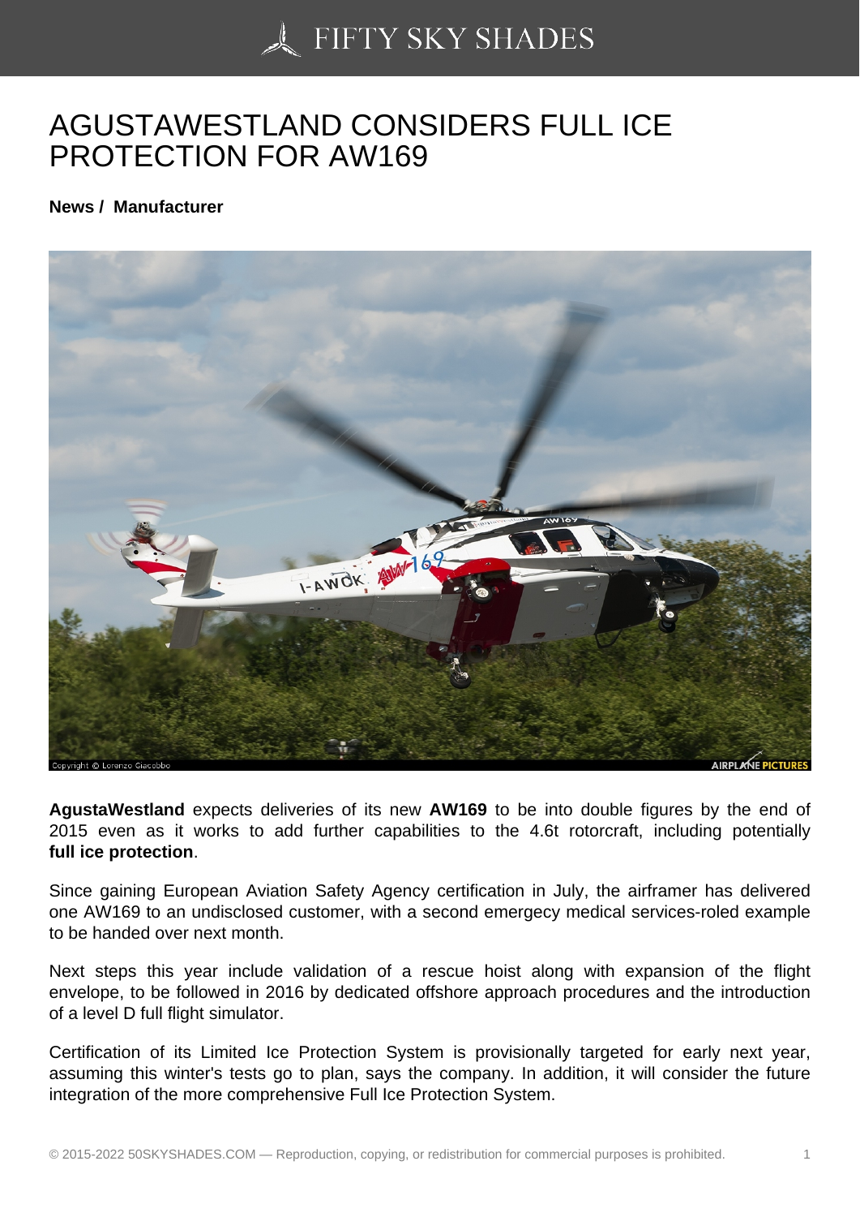# AGUSTAWESTLAND CONSIDERS FULL ICE PROTECTION FOR AW169

**News / Manufacturer**

**AgustaWestland** expects deliveries of its new **AW169** to be into double figures by the end of 2015 even as it works to add further capabilities to the 4.6t rotorcraft, including potentially **full ice protection**.

Since gaining European Aviation Safety Agency certification in July, the airframer has delivered one AW169 to an undisclosed customer, with a second emergecy medical services-roled example to be handed over next month.

Next steps this year include validation of a rescue hoist along with expansion of the flight envelope, to be followed in 2016 by dedicated offshore approach procedures and the introduction of a level D full flight simulator.

Certification of its Limited Ice Protection System is provisionally targeted for early next year, assuming this winter's tests go to plan, says the company. In addition, it will consider the future integration of the more comprehensive Full Ice Protection System.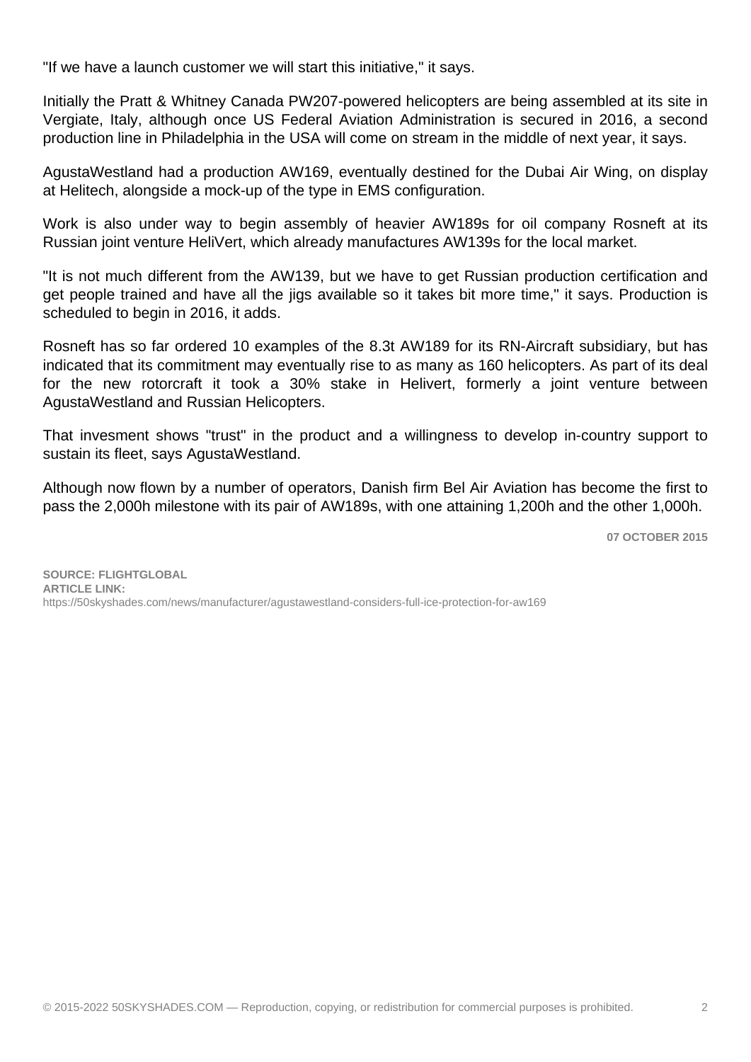"If we have a launch customer we will start this initiative," it says.

Initially the Pratt & Whitney Canada PW207-powered helicopters are being assembled at its site in Vergiate, Italy, although once US Federal Aviation Administration is secured in 2016, a second production line in Philadelphia in the USA will come on stream in the middle of next year, it says.

AgustaWestland had a production AW169, eventually destined for the Dubai Air Wing, on display at Helitech, alongside a mock-up of the type in EMS configuration.

Work is also under way to begin assembly of heavier AW189s for oil company Rosneft at its Russian joint venture HeliVert, which already manufactures AW139s for the local market.

"It is not much different from the AW139, but we have to get Russian production certification and get people trained and have all the jigs available so it takes bit more time," it says. Production is scheduled to begin in 2016, it adds.

Rosneft has so far ordered 10 examples of the 8.3t AW189 for its RN-Aircraft subsidiary, but has indicated that its commitment may eventually rise to as many as 160 helicopters. As part of its deal for the new rotorcraft it took a 30% stake in Helivert, formerly a joint venture between AgustaWestland and Russian Helicopters.

That invesment shows "trust" in the product and a willingness to develop in-country support to sustain its fleet, says AgustaWestland.

Although now flown by a number of operators, Danish firm Bel Air Aviation has become the first to pass the 2,000h milestone with its pair of AW189s, with one attaining 1,200h and the other 1,000h.

**07 OCTOBER 2015**

**SOURCE: FLIGHTGLOBAL**
**ARTICLE LINK:**
https://50skyshades.com/news/manufacturer/agustawestland-considers-full-ice-protection-for-aw169

© 2015-2022 50SKYSHADES.COM — Reproduction, copying, or redistribution for commercial purposes is prohibited.